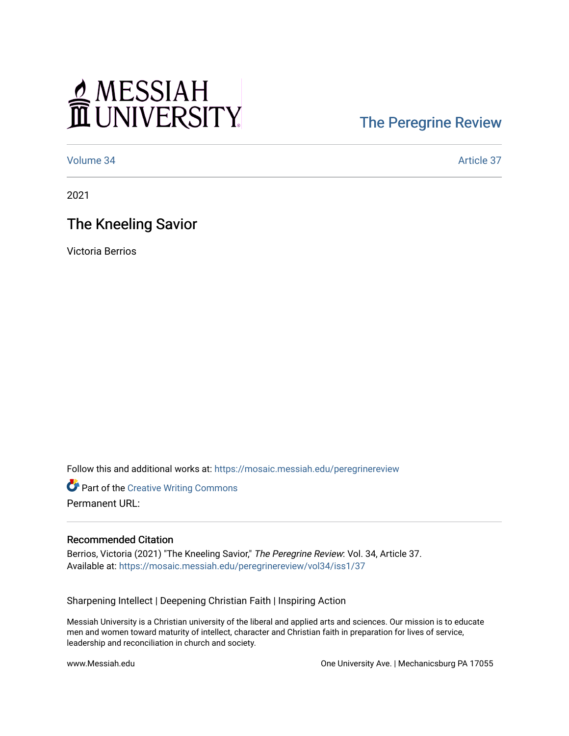MESSIAH UNIVERSITY

The Peregrine Review

Volume 34 Article 37

2021

# The Kneeling Savior

Victoria Berrios

Follow this and additional works at: https://mosaic.messiah.edu/peregrinereview

Part of the Creative Writing Commons

Permanent URL:

## Recommended Citation

Berrios, Victoria (2021) "The Kneeling Savior," *The Peregrine Review*: Vol. 34, Article 37.
Available at: https://mosaic.messiah.edu/peregrinereview/vol34/iss1/37

Sharpening Intellect | Deepening Christian Faith | Inspiring Action

Messiah University is a Christian university of the liberal and applied arts and sciences. Our mission is to educate men and women toward maturity of intellect, character and Christian faith in preparation for lives of service, leadership and reconciliation in church and society.

www.Messiah.edu One University Ave. | Mechanicsburg PA 17055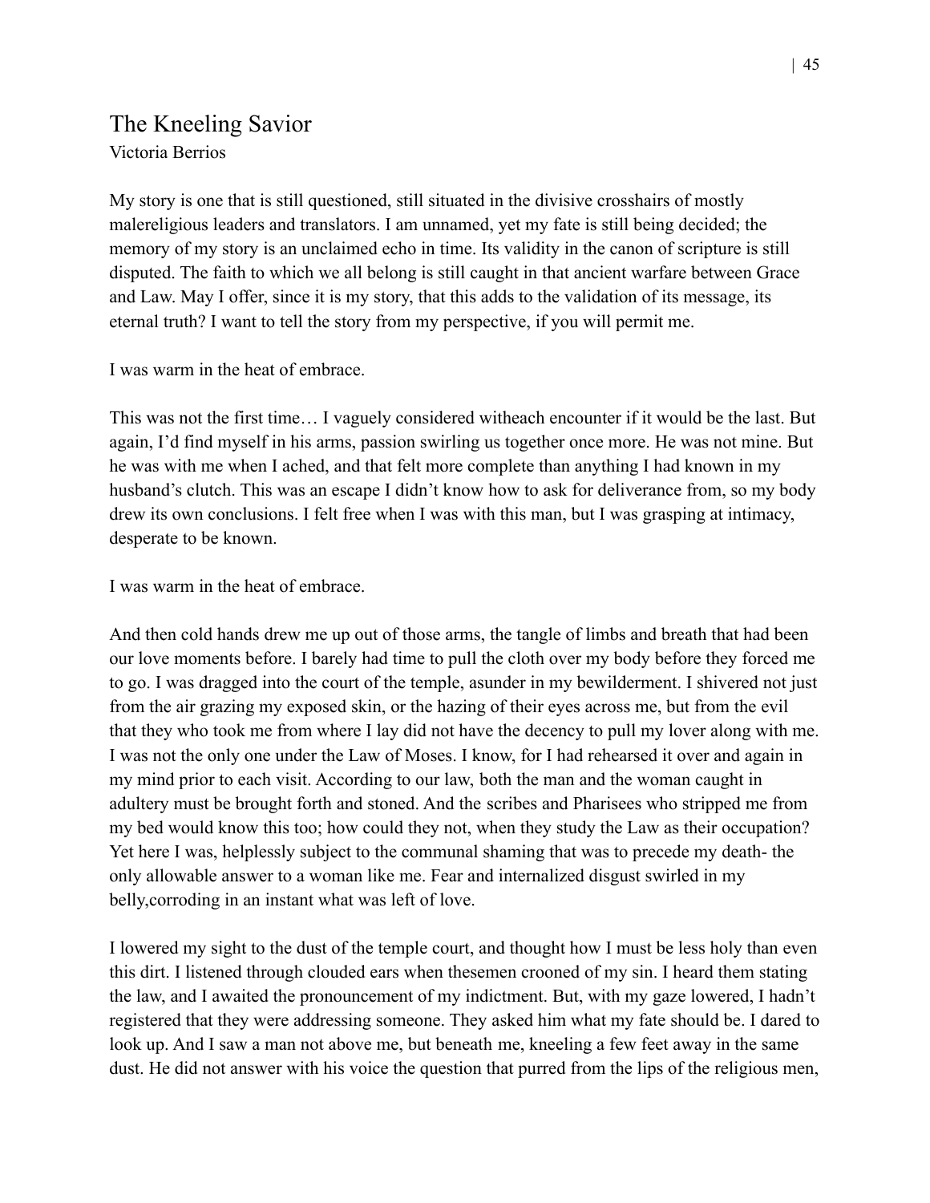## The Kneeling Savior

Victoria Berrios

My story is one that is still questioned, still situated in the divisive crosshairs of mostly malereligious leaders and translators. I am unnamed, yet my fate is still being decided; the memory of my story is an unclaimed echo in time. Its validity in the canon of scripture is still disputed. The faith to which we all belong is still caught in that ancient warfare between Grace and Law. May I offer, since it is my story, that this adds to the validation of its message, its eternal truth? I want to tell the story from my perspective, if you will permit me.

I was warm in the heat of embrace.

This was not the first time… I vaguely considered witheach encounter if it would be the last. But again, I'd find myself in his arms, passion swirling us together once more. He was not mine. But he was with me when I ached, and that felt more complete than anything I had known in my husband's clutch. This was an escape I didn't know how to ask for deliverance from, so my body drew its own conclusions. I felt free when I was with this man, but I was grasping at intimacy, desperate to be known.

I was warm in the heat of embrace.

And then cold hands drew me up out of those arms, the tangle of limbs and breath that had been our love moments before. I barely had time to pull the cloth over my body before they forced me to go. I was dragged into the court of the temple, asunder in my bewilderment. I shivered not just from the air grazing my exposed skin, or the hazing of their eyes across me, but from the evil that they who took me from where I lay did not have the decency to pull my lover along with me. I was not the only one under the Law of Moses. I know, for I had rehearsed it over and again in my mind prior to each visit. According to our law, both the man and the woman caught in adultery must be brought forth and stoned. And the scribes and Pharisees who stripped me from my bed would know this too; how could they not, when they study the Law as their occupation? Yet here I was, helplessly subject to the communal shaming that was to precede my death- the only allowable answer to a woman like me. Fear and internalized disgust swirled in my belly,corroding in an instant what was left of love.

I lowered my sight to the dust of the temple court, and thought how I must be less holy than even this dirt. I listened through clouded ears when thesemen crooned of my sin. I heard them stating the law, and I awaited the pronouncement of my indictment. But, with my gaze lowered, I hadn't registered that they were addressing someone. They asked him what my fate should be. I dared to look up. And I saw a man not above me, but beneath me, kneeling a few feet away in the same dust. He did not answer with his voice the question that purred from the lips of the religious men,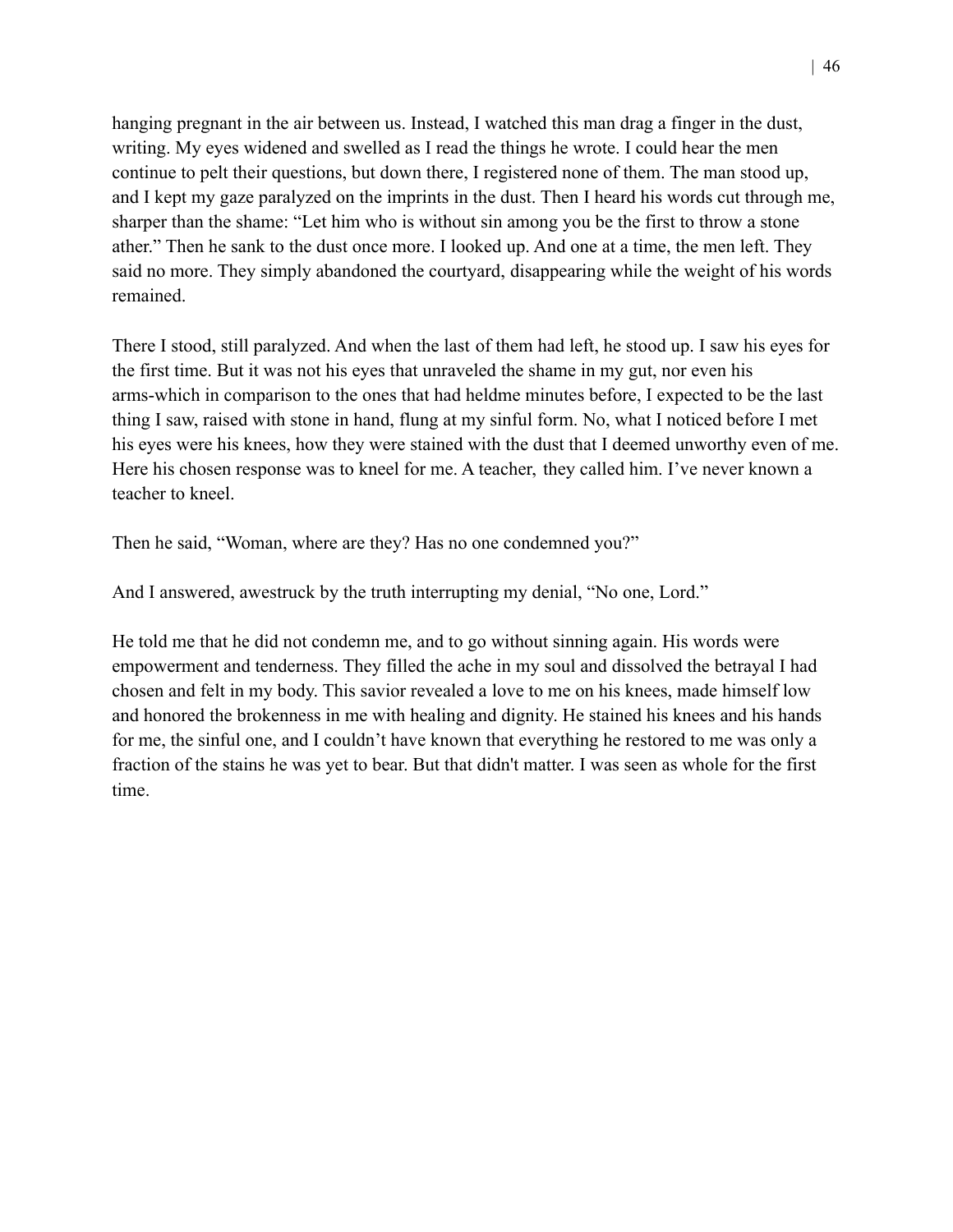hanging pregnant in the air between us. Instead, I watched this man drag a finger in the dust, writing. My eyes widened and swelled as I read the things he wrote. I could hear the men continue to pelt their questions, but down there, I registered none of them. The man stood up, and I kept my gaze paralyzed on the imprints in the dust. Then I heard his words cut through me, sharper than the shame: "Let him who is without sin among you be the first to throw a stone ather." Then he sank to the dust once more. I looked up. And one at a time, the men left. They said no more. They simply abandoned the courtyard, disappearing while the weight of his words remained.

There I stood, still paralyzed. And when the last of them had left, he stood up. I saw his eyes for the first time. But it was not his eyes that unraveled the shame in my gut, nor even his arms-which in comparison to the ones that had heldme minutes before, I expected to be the last thing I saw, raised with stone in hand, flung at my sinful form. No, what I noticed before I met his eyes were his knees, how they were stained with the dust that I deemed unworthy even of me. Here his chosen response was to kneel for me. A teacher, they called him. I've never known a teacher to kneel.

Then he said, "Woman, where are they? Has no one condemned you?"

And I answered, awestruck by the truth interrupting my denial, "No one, Lord."

He told me that he did not condemn me, and to go without sinning again. His words were empowerment and tenderness. They filled the ache in my soul and dissolved the betrayal I had chosen and felt in my body. This savior revealed a love to me on his knees, made himself low and honored the brokenness in me with healing and dignity. He stained his knees and his hands for me, the sinful one, and I couldn't have known that everything he restored to me was only a fraction of the stains he was yet to bear. But that didn't matter. I was seen as whole for the first time.